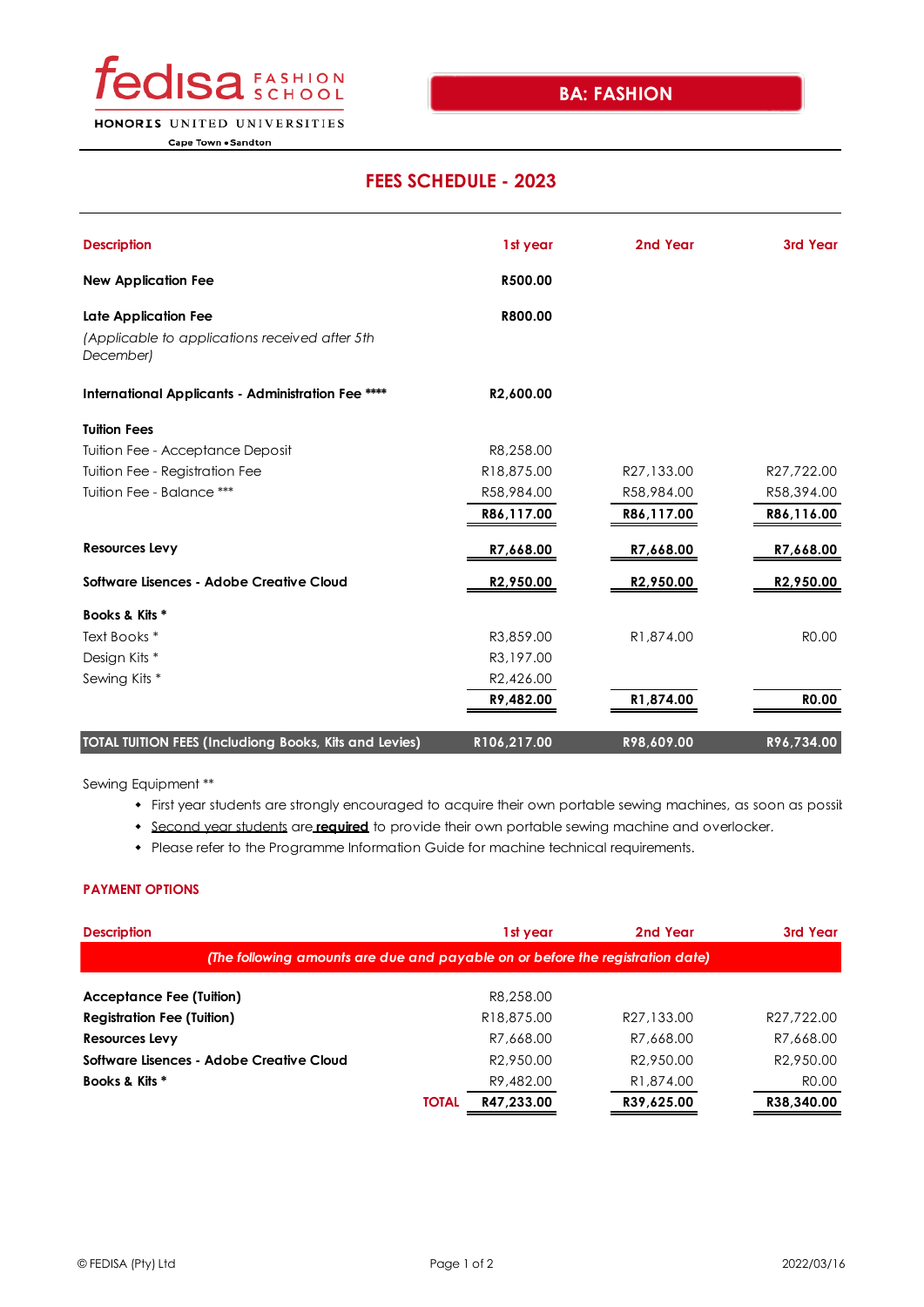fedisa FASHION SCHOOL

HONORIS UNITED UNIVERSITIES

Cape Town • Sandton

## BA: FASHION

# FEES SCHEDULE - 2023

| Description | 1st year | 2nd Year | 3rd Year |
|---|---|---|---|
| **New Application Fee** | **R500.00** | | |
| **Late Application Fee** *(Applicable to applications received after 5th December)* | **R800.00** | | |
| **International Applicants - Administration Fee \*\*\*\*** | **R2,600.00** | | |
| **Tuition Fees** | | | |
| Tuition Fee - Acceptance Deposit | R8,258.00 | | |
| Tuition Fee - Registration Fee | R18,875.00 | R27,133.00 | R27,722.00 |
| Tuition Fee - Balance \*\*\* | R58,984.00 | R58,984.00 | R58,394.00 |
| | **R86,117.00** | **R86,117.00** | **R86,116.00** |
| **Resources Levy** | **R7,668.00** | **R7,668.00** | **R7,668.00** |
| **Software Lisences - Adobe Creative Cloud** | **R2,950.00** | **R2,950.00** | **R2,950.00** |
| **Books & Kits \*** | | | |
| Text Books \* | R3,859.00 | R1,874.00 | R0.00 |
| Design Kits \* | R3,197.00 | | |
| Sewing Kits \* | R2,426.00 | | |
| | **R9,482.00** | **R1,874.00** | **R0.00** |
| **TOTAL TUITION FEES (Includiong Books, Kits and Levies)** | **R106,217.00** | **R98,609.00** | **R96,734.00** |

Sewing Equipment \*\*

- First year students are strongly encouraged to acquire their own portable sewing machines, as soon as possit
- Second year students are **required** to provide their own portable sewing machine and overlocker.
- Please refer to the Programme Information Guide for machine technical requirements.

### PAYMENT OPTIONS

| Description | 1st year | 2nd Year | 3rd Year |
|---|---|---|---|
| *(The following amounts are due and payable on or before the registration date)* | | | |
| **Acceptance Fee (Tuition)** | R8,258.00 | | |
| **Registration Fee (Tuition)** | R18,875.00 | R27,133.00 | R27,722.00 |
| **Resources Levy** | R7,668.00 | R7,668.00 | R7,668.00 |
| **Software Lisences - Adobe Creative Cloud** | R2,950.00 | R2,950.00 | R2,950.00 |
| **Books & Kits \*** | R9,482.00 | R1,874.00 | R0.00 |
| **TOTAL** | **R47,233.00** | **R39,625.00** | **R38,340.00** |

© FEDISA (Pty) Ltd 2022/03/16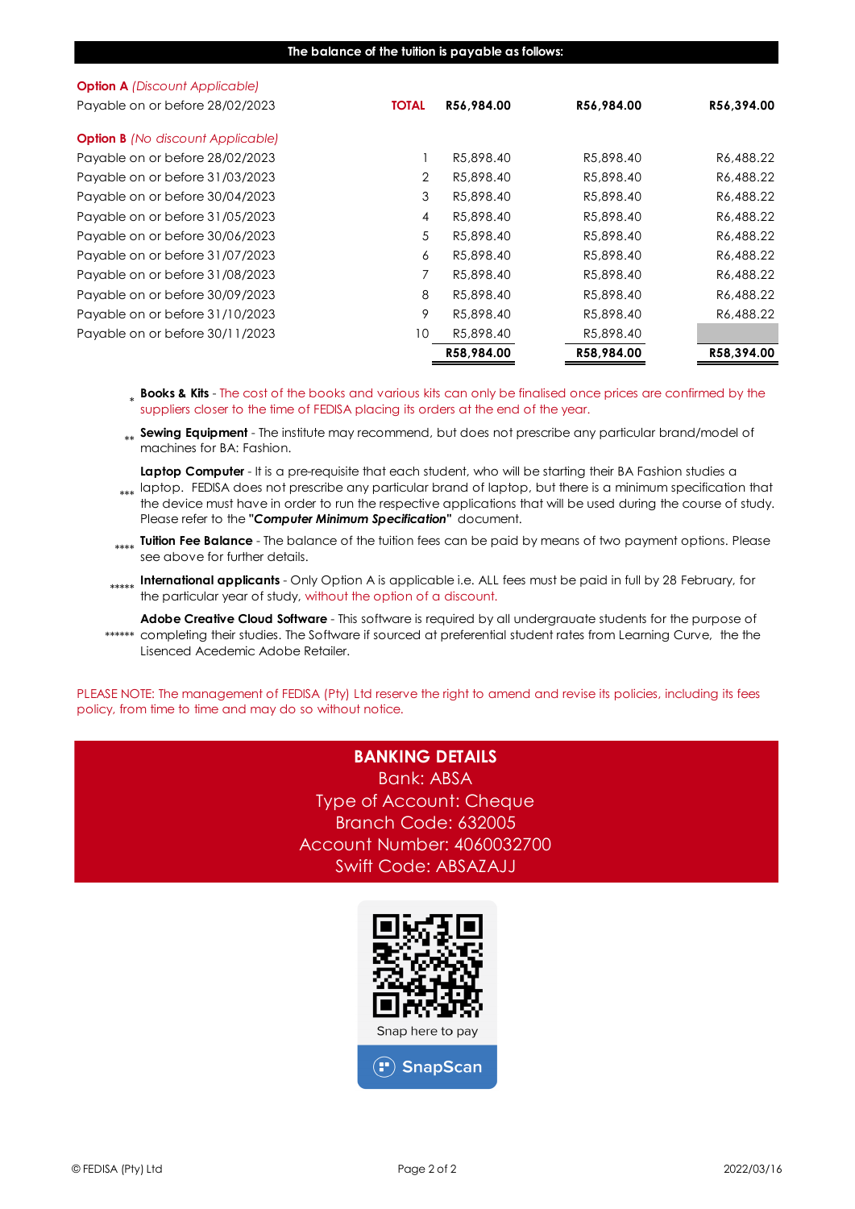**The balance of the tuition is payable as follows:**

| | | | | |
|---|---|---|---|---|
| **Option A** *(Discount Applicable)* | | | | |
| Payable on or before 28/02/2023 | **TOTAL** | **R56,984.00** | **R56,984.00** | **R56,394.00** |
| **Option B** *(No discount Applicable)* | | | | |
| Payable on or before 28/02/2023 | 1 | R5,898.40 | R5,898.40 | R6,488.22 |
| Payable on or before 31/03/2023 | 2 | R5,898.40 | R5,898.40 | R6,488.22 |
| Payable on or before 30/04/2023 | 3 | R5,898.40 | R5,898.40 | R6,488.22 |
| Payable on or before 31/05/2023 | 4 | R5,898.40 | R5,898.40 | R6,488.22 |
| Payable on or before 30/06/2023 | 5 | R5,898.40 | R5,898.40 | R6,488.22 |
| Payable on or before 31/07/2023 | 6 | R5,898.40 | R5,898.40 | R6,488.22 |
| Payable on or before 31/08/2023 | 7 | R5,898.40 | R5,898.40 | R6,488.22 |
| Payable on or before 30/09/2023 | 8 | R5,898.40 | R5,898.40 | R6,488.22 |
| Payable on or before 31/10/2023 | 9 | R5,898.40 | R5,898.40 | R6,488.22 |
| Payable on or before 30/11/2023 | 10 | R5,898.40 | R5,898.40 | |
| | | **R58,984.00** | **R58,984.00** | **R58,394.00** |

\* **Books & Kits** - The cost of the books and various kits can only be finalised once prices are confirmed by the suppliers closer to the time of FEDISA placing its orders at the end of the year.

\*\* **Sewing Equipment** - The institute may recommend, but does not prescribe any particular brand/model of machines for BA: Fashion.

\*\*\* **Laptop Computer** - It is a pre-requisite that each student, who will be starting their BA Fashion studies a laptop. FEDISA does not prescribe any particular brand of laptop, but there is a minimum specification that the device must have in order to run the respective applications that will be used during the course of study. Please refer to the ***"Computer Minimum Specification"*** document.

\*\*\*\* **Tuition Fee Balance** - The balance of the tuition fees can be paid by means of two payment options. Please see above for further details.

\*\*\*\*\* **International applicants** - Only Option A is applicable i.e. ALL fees must be paid in full by 28 February, for the particular year of study, without the option of a discount.

\*\*\*\*\*\* **Adobe Creative Cloud Software** - This software is required by all undergrauate students for the purpose of completing their studies. The Software if sourced at preferential student rates from Learning Curve, the the Lisenced Acedemic Adobe Retailer.

PLEASE NOTE: The management of FEDISA (Pty) Ltd reserve the right to amend and revise its policies, including its fees policy, from time to time and may do so without notice.

**BANKING DETAILS**

Bank: ABSA
Type of Account: Cheque
Branch Code: 632005
Account Number: 4060032700
Swift Code: ABSAZAJJ

Snap here to pay

SnapScan

© FEDISA (Pty) Ltd

2022/03/16